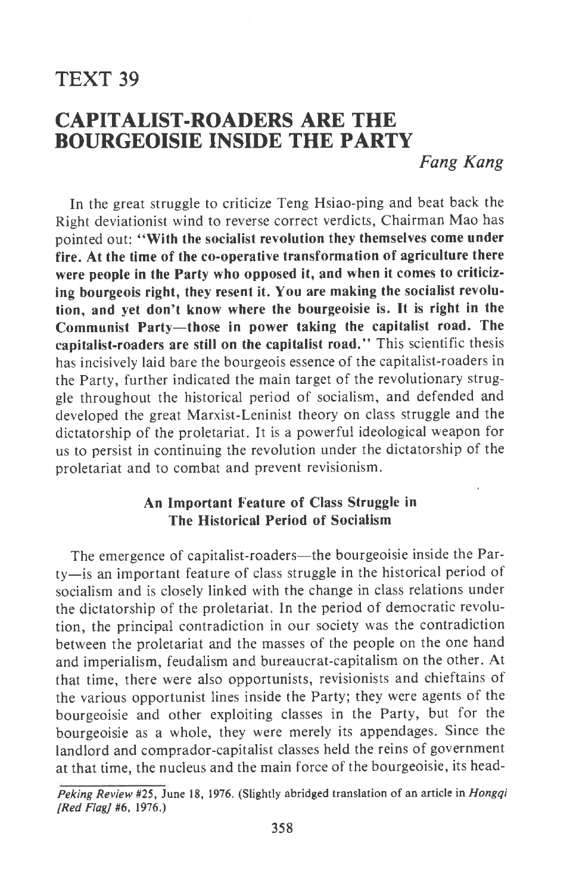# TEXT 39

## CAPITALIST-ROADERS ARE THE BOURGEOISIE INSIDE THE PARTY

*Fang Kang*

In the great struggle to criticize Teng Hsiao-ping and beat back the Right deviationist wind to reverse correct verdicts, Chairman Mao has pointed out: "**With the socialist revolution they themselves come under fire. At the time of the co-operative transformation of agriculture there were people in the Party who opposed it, and when it comes to criticizing bourgeois right, they resent it. You are making the socialist revolution, and yet don't know where the bourgeoisie is. It is right in the Communist Party—those in power taking the capitalist road. The capitalist-roaders are still on the capitalist road.**" This scientific thesis has incisively laid bare the bourgeois essence of the capitalist-roaders in the Party, further indicated the main target of the revolutionary struggle throughout the historical period of socialism, and defended and developed the great Marxist-Leninist theory on class struggle and the dictatorship of the proletariat. It is a powerful ideological weapon for us to persist in continuing the revolution under the dictatorship of the proletariat and to combat and prevent revisionism.

### An Important Feature of Class Struggle in The Historical Period of Socialism

The emergence of capitalist-roaders—the bourgeoisie inside the Party—is an important feature of class struggle in the historical period of socialism and is closely linked with the change in class relations under the dictatorship of the proletariat. In the period of democratic revolution, the principal contradiction in our society was the contradiction between the proletariat and the masses of the people on the one hand and imperialism, feudalism and bureaucrat-capitalism on the other. At that time, there were also opportunists, revisionists and chieftains of the various opportunist lines inside the Party; they were agents of the bourgeoisie and other exploiting classes in the Party, but for the bourgeoisie as a whole, they were merely its appendages. Since the landlord and comprador-capitalist classes held the reins of government at that time, the nucleus and the main force of the bourgeoisie, its head-

*Peking Review* #25, June 18, 1976. (Slightly abridged translation of an article in *Hongqi [Red Flag]* #6, 1976.)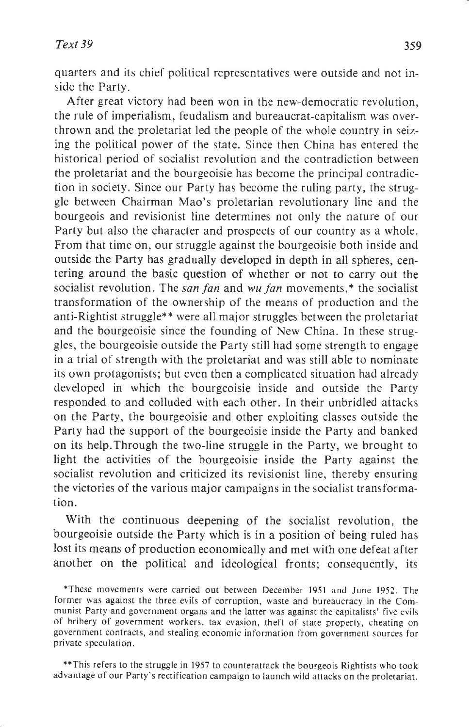quarters and its chief political representatives were outside and not inside the Party.

After great victory had been won in the new-democratic revolution, the rule of imperialism, feudalism and bureaucrat-capitalism was overthrown and the proletariat led the people of the whole country in seizing the political power of the state. Since then China has entered the historical period of socialist revolution and the contradiction between the proletariat and the bourgeoisie has become the principal contradiction in society. Since our Party has become the ruling party, the struggle between Chairman Mao's proletarian revolutionary line and the bourgeois and revisionist line determines not only the nature of our Party but also the character and prospects of our country as a whole. From that time on, our struggle against the bourgeoisie both inside and outside the Party has gradually developed in depth in all spheres, centering around the basic question of whether or not to carry out the socialist revolution. The *san fan* and *wu fan* movements,* the socialist transformation of the ownership of the means of production and the anti-Rightist struggle** were all major struggles between the proletariat and the bourgeoisie since the founding of New China. In these struggles, the bourgeoisie outside the Party still had some strength to engage in a trial of strength with the proletariat and was still able to nominate its own protagonists; but even then a complicated situation had already developed in which the bourgeoisie inside and outside the Party responded to and colluded with each other. In their unbridled attacks on the Party, the bourgeoisie and other exploiting classes outside the Party had the support of the bourgeoisie inside the Party and banked on its help. Through the two-line struggle in the Party, we brought to light the activities of the bourgeoisie inside the Party against the socialist revolution and criticized its revisionist line, thereby ensuring the victories of the various major campaigns in the socialist transformation.

With the continuous deepening of the socialist revolution, the bourgeoisie outside the Party which is in a position of being ruled has lost its means of production economically and met with one defeat after another on the political and ideological fronts; consequently, its

*These movements were carried out between December 1951 and June 1952. The former was against the three evils of corruption, waste and bureaucracy in the Communist Party and government organs and the latter was against the capitalists' five evils of bribery of government workers, tax evasion, theft of state property, cheating on government contracts, and stealing economic information from government sources for private speculation.

**This refers to the struggle in 1957 to counterattack the bourgeois Rightists who took advantage of our Party's rectification campaign to launch wild attacks on the proletariat.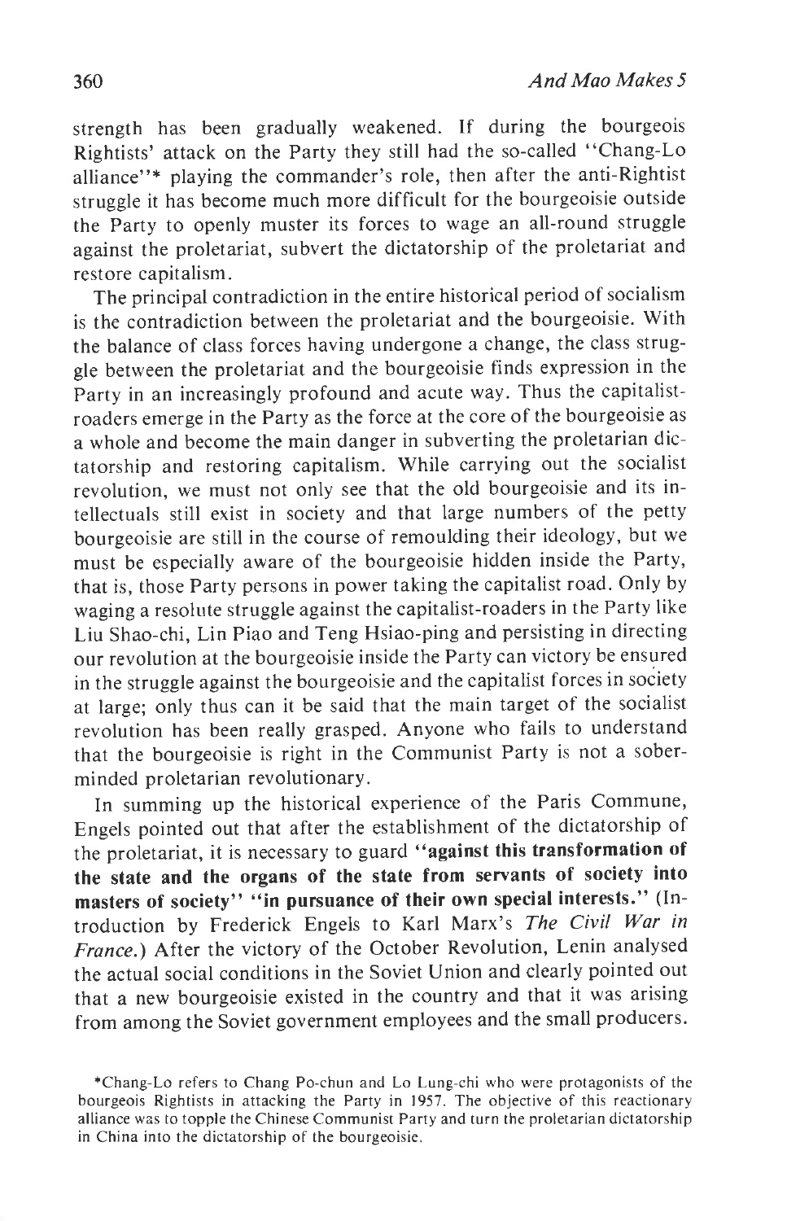strength has been gradually weakened. If during the bourgeois Rightists' attack on the Party they still had the so-called "Chang-Lo alliance"* playing the commander's role, then after the anti-Rightist struggle it has become much more difficult for the bourgeoisie outside the Party to openly muster its forces to wage an all-round struggle against the proletariat, subvert the dictatorship of the proletariat and restore capitalism.

The principal contradiction in the entire historical period of socialism is the contradiction between the proletariat and the bourgeoisie. With the balance of class forces having undergone a change, the class struggle between the proletariat and the bourgeoisie finds expression in the Party in an increasingly profound and acute way. Thus the capitalist-roaders emerge in the Party as the force at the core of the bourgeoisie as a whole and become the main danger in subverting the proletarian dictatorship and restoring capitalism. While carrying out the socialist revolution, we must not only see that the old bourgeoisie and its intellectuals still exist in society and that large numbers of the petty bourgeoisie are still in the course of remoulding their ideology, but we must be especially aware of the bourgeoisie hidden inside the Party, that is, those Party persons in power taking the capitalist road. Only by waging a resolute struggle against the capitalist-roaders in the Party like Liu Shao-chi, Lin Piao and Teng Hsiao-ping and persisting in directing our revolution at the bourgeoisie inside the Party can victory be ensured in the struggle against the bourgeoisie and the capitalist forces in society at large; only thus can it be said that the main target of the socialist revolution has been really grasped. Anyone who fails to understand that the bourgeoisie is right in the Communist Party is not a sober-minded proletarian revolutionary.

In summing up the historical experience of the Paris Commune, Engels pointed out that after the establishment of the dictatorship of the proletariat, it is necessary to guard **"against this transformation of the state and the organs of the state from servants of society into masters of society" "in pursuance of their own special interests."** (Introduction by Frederick Engels to Karl Marx's *The Civil War in France.*) After the victory of the October Revolution, Lenin analysed the actual social conditions in the Soviet Union and clearly pointed out that a new bourgeoisie existed in the country and that it was arising from among the Soviet government employees and the small producers.

*Chang-Lo refers to Chang Po-chun and Lo Lung-chi who were protagonists of the bourgeois Rightists in attacking the Party in 1957. The objective of this reactionary alliance was to topple the Chinese Communist Party and turn the proletarian dictatorship in China into the dictatorship of the bourgeoisie.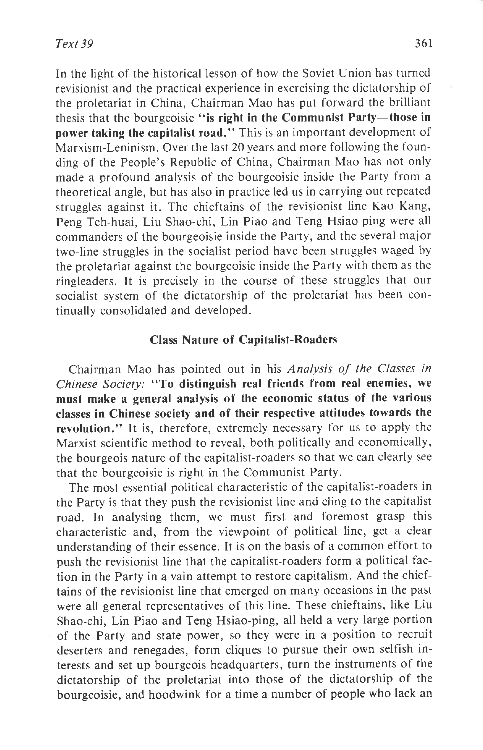In the light of the historical lesson of how the Soviet Union has turned revisionist and the practical experience in exercising the dictatorship of the proletariat in China, Chairman Mao has put forward the brilliant thesis that the bourgeoisie **"is right in the Communist Party—those in power taking the capitalist road."** This is an important development of Marxism-Leninism. Over the last 20 years and more following the founding of the People's Republic of China, Chairman Mao has not only made a profound analysis of the bourgeoisie inside the Party from a theoretical angle, but has also in practice led us in carrying out repeated struggles against it. The chieftains of the revisionist line Kao Kang, Peng Teh-huai, Liu Shao-chi, Lin Piao and Teng Hsiao-ping were all commanders of the bourgeoisie inside the Party, and the several major two-line struggles in the socialist period have been struggles waged by the proletariat against the bourgeoisie inside the Party with them as the ringleaders. It is precisely in the course of these struggles that our socialist system of the dictatorship of the proletariat has been continually consolidated and developed.

### Class Nature of Capitalist-Roaders

Chairman Mao has pointed out in his *Analysis of the Classes in Chinese Society:* **"To distinguish real friends from real enemies, we must make a general analysis of the economic status of the various classes in Chinese society and of their respective attitudes towards the revolution."** It is, therefore, extremely necessary for us to apply the Marxist scientific method to reveal, both politically and economically, the bourgeois nature of the capitalist-roaders so that we can clearly see that the bourgeoisie is right in the Communist Party.

The most essential political characteristic of the capitalist-roaders in the Party is that they push the revisionist line and cling to the capitalist road. In analysing them, we must first and foremost grasp this characteristic and, from the viewpoint of political line, get a clear understanding of their essence. It is on the basis of a common effort to push the revisionist line that the capitalist-roaders form a political faction in the Party in a vain attempt to restore capitalism. And the chieftains of the revisionist line that emerged on many occasions in the past were all general representatives of this line. These chieftains, like Liu Shao-chi, Lin Piao and Teng Hsiao-ping, all held a very large portion of the Party and state power, so they were in a position to recruit deserters and renegades, form cliques to pursue their own selfish interests and set up bourgeois headquarters, turn the instruments of the dictatorship of the proletariat into those of the dictatorship of the bourgeoisie, and hoodwink for a time a number of people who lack an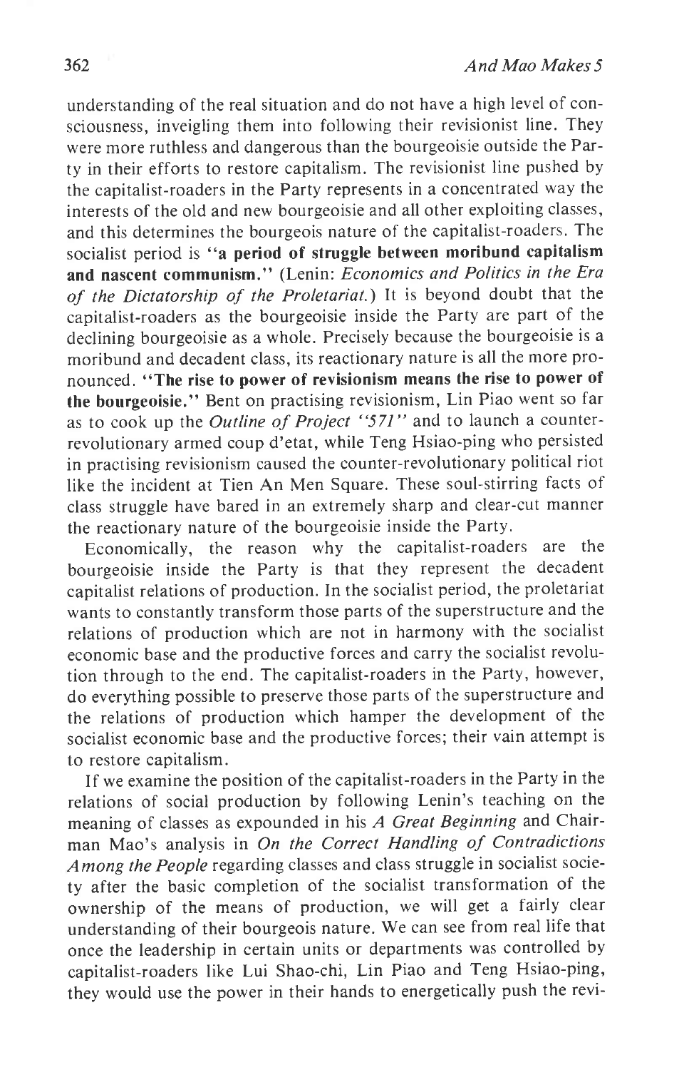understanding of the real situation and do not have a high level of consciousness, inveigling them into following their revisionist line. They were more ruthless and dangerous than the bourgeoisie outside the Party in their efforts to restore capitalism. The revisionist line pushed by the capitalist-roaders in the Party represents in a concentrated way the interests of the old and new bourgeoisie and all other exploiting classes, and this determines the bourgeois nature of the capitalist-roaders. The socialist period is **"a period of struggle between moribund capitalism and nascent communism."** (Lenin: *Economics and Politics in the Era of the Dictatorship of the Proletariat.*) It is beyond doubt that the capitalist-roaders as the bourgeoisie inside the Party are part of the declining bourgeoisie as a whole. Precisely because the bourgeoisie is a moribund and decadent class, its reactionary nature is all the more pronounced. **"The rise to power of revisionism means the rise to power of the bourgeoisie."** Bent on practising revisionism, Lin Piao went so far as to cook up the *Outline of Project "571"* and to launch a counter-revolutionary armed coup d'etat, while Teng Hsiao-ping who persisted in practising revisionism caused the counter-revolutionary political riot like the incident at Tien An Men Square. These soul-stirring facts of class struggle have bared in an extremely sharp and clear-cut manner the reactionary nature of the bourgeoisie inside the Party.

Economically, the reason why the capitalist-roaders are the bourgeoisie inside the Party is that they represent the decadent capitalist relations of production. In the socialist period, the proletariat wants to constantly transform those parts of the superstructure and the relations of production which are not in harmony with the socialist economic base and the productive forces and carry the socialist revolution through to the end. The capitalist-roaders in the Party, however, do everything possible to preserve those parts of the superstructure and the relations of production which hamper the development of the socialist economic base and the productive forces; their vain attempt is to restore capitalism.

If we examine the position of the capitalist-roaders in the Party in the relations of social production by following Lenin's teaching on the meaning of classes as expounded in his *A Great Beginning* and Chairman Mao's analysis in *On the Correct Handling of Contradictions Among the People* regarding classes and class struggle in socialist society after the basic completion of the socialist transformation of the ownership of the means of production, we will get a fairly clear understanding of their bourgeois nature. We can see from real life that once the leadership in certain units or departments was controlled by capitalist-roaders like Lui Shao-chi, Lin Piao and Teng Hsiao-ping, they would use the power in their hands to energetically push the revi-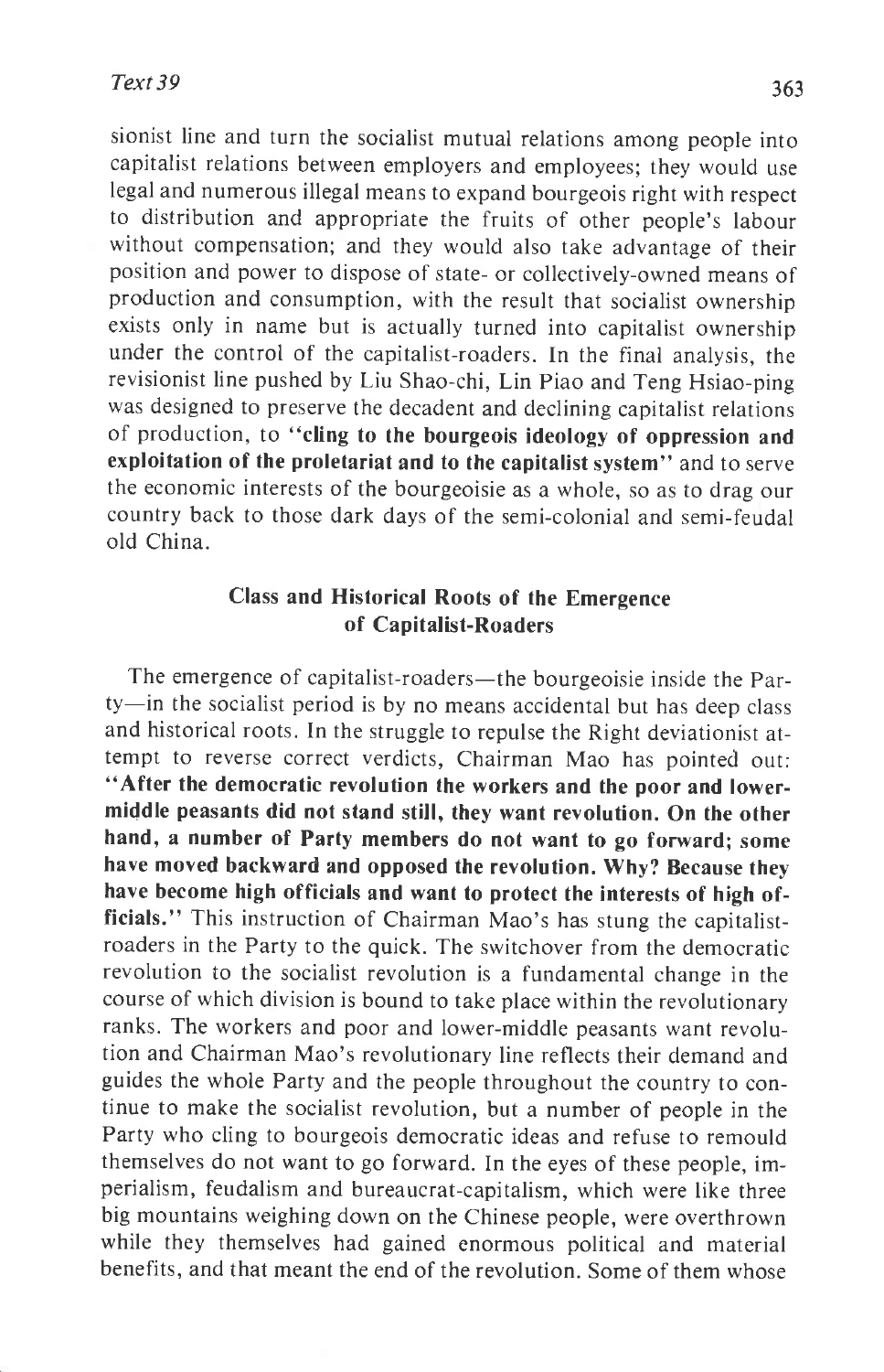sionist line and turn the socialist mutual relations among people into capitalist relations between employers and employees; they would use legal and numerous illegal means to expand bourgeois right with respect to distribution and appropriate the fruits of other people's labour without compensation; and they would also take advantage of their position and power to dispose of state- or collectively-owned means of production and consumption, with the result that socialist ownership exists only in name but is actually turned into capitalist ownership under the control of the capitalist-roaders. In the final analysis, the revisionist line pushed by Liu Shao-chi, Lin Piao and Teng Hsiao-ping was designed to preserve the decadent and declining capitalist relations of production, to "**cling to the bourgeois ideology of oppression and exploitation of the proletariat and to the capitalist system**" and to serve the economic interests of the bourgeoisie as a whole, so as to drag our country back to those dark days of the semi-colonial and semi-feudal old China.

## Class and Historical Roots of the Emergence of Capitalist-Roaders

The emergence of capitalist-roaders—the bourgeoisie inside the Party—in the socialist period is by no means accidental but has deep class and historical roots. In the struggle to repulse the Right deviationist attempt to reverse correct verdicts, Chairman Mao has pointed out: "**After the democratic revolution the workers and the poor and lower-middle peasants did not stand still, they want revolution. On the other hand, a number of Party members do not want to go forward; some have moved backward and opposed the revolution. Why? Because they have become high officials and want to protect the interests of high officials.**" This instruction of Chairman Mao's has stung the capitalist-roaders in the Party to the quick. The switchover from the democratic revolution to the socialist revolution is a fundamental change in the course of which division is bound to take place within the revolutionary ranks. The workers and poor and lower-middle peasants want revolution and Chairman Mao's revolutionary line reflects their demand and guides the whole Party and the people throughout the country to continue to make the socialist revolution, but a number of people in the Party who cling to bourgeois democratic ideas and refuse to remould themselves do not want to go forward. In the eyes of these people, imperialism, feudalism and bureaucrat-capitalism, which were like three big mountains weighing down on the Chinese people, were overthrown while they themselves had gained enormous political and material benefits, and that meant the end of the revolution. Some of them whose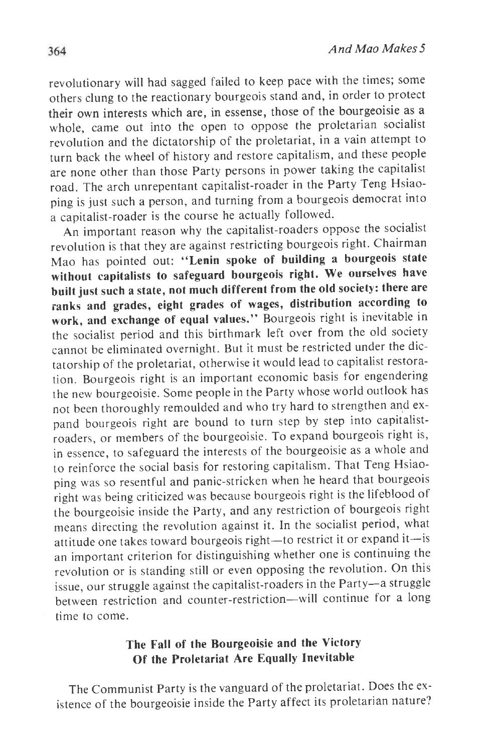revolutionary will had sagged failed to keep pace with the times; some others clung to the reactionary bourgeois stand and, in order to protect their own interests which are, in essense, those of the bourgeoisie as a whole, came out into the open to oppose the proletarian socialist revolution and the dictatorship of the proletariat, in a vain attempt to turn back the wheel of history and restore capitalism, and these people are none other than those Party persons in power taking the capitalist road. The arch unrepentant capitalist-roader in the Party Teng Hsiao-ping is just such a person, and turning from a bourgeois democrat into a capitalist-roader is the course he actually followed.

An important reason why the capitalist-roaders oppose the socialist revolution is that they are against restricting bourgeois right. Chairman Mao has pointed out: **"Lenin spoke of building a bourgeois state without capitalists to safeguard bourgeois right. We ourselves have built just such a state, not much different from the old society: there are ranks and grades, eight grades of wages, distribution according to work, and exchange of equal values."** Bourgeois right is inevitable in the socialist period and this birthmark left over from the old society cannot be eliminated overnight. But it must be restricted under the dictatorship of the proletariat, otherwise it would lead to capitalist restoration. Bourgeois right is an important economic basis for engendering the new bourgeoisie. Some people in the Party whose world outlook has not been thoroughly remoulded and who try hard to strengthen and expand bourgeois right are bound to turn step by step into capitalist-roaders, or members of the bourgeoisie. To expand bourgeois right is, in essence, to safeguard the interests of the bourgeoisie as a whole and to reinforce the social basis for restoring capitalism. That Teng Hsiao-ping was so resentful and panic-stricken when he heard that bourgeois right was being criticized was because bourgeois right is the lifeblood of the bourgeoisie inside the Party, and any restriction of bourgeois right means directing the revolution against it. In the socialist period, what attitude one takes toward bourgeois right—to restrict it or expand it—is an important criterion for distinguishing whether one is continuing the revolution or is standing still or even opposing the revolution. On this issue, our struggle against the capitalist-roaders in the Party—a struggle between restriction and counter-restriction—will continue for a long time to come.

### The Fall of the Bourgeoisie and the Victory Of the Proletariat Are Equally Inevitable

The Communist Party is the vanguard of the proletariat. Does the existence of the bourgeoisie inside the Party affect its proletarian nature?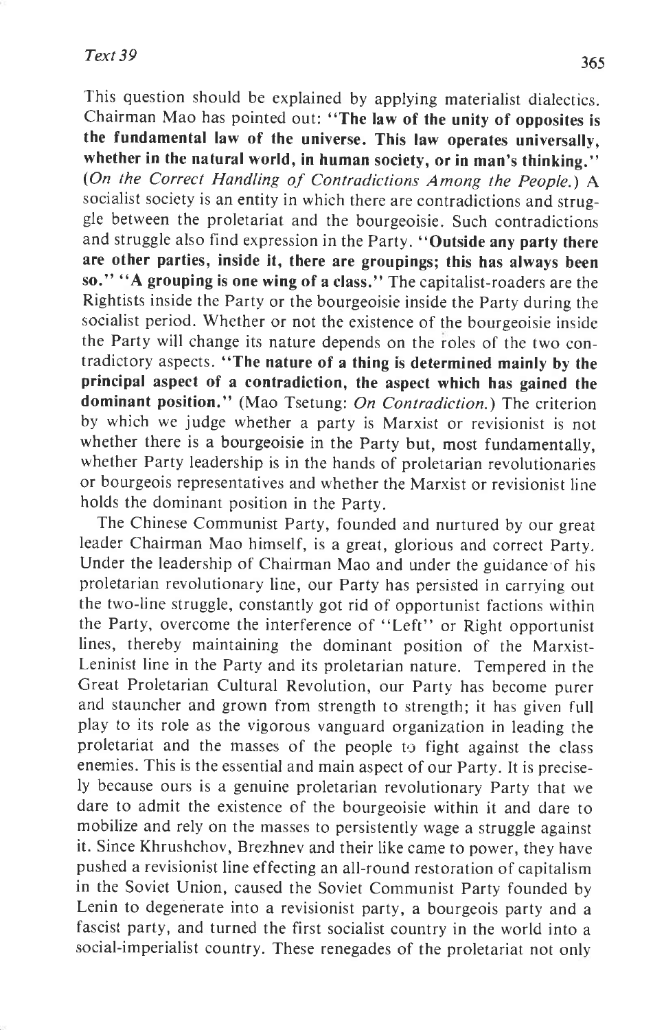This question should be explained by applying materialist dialectics. Chairman Mao has pointed out: **"The law of the unity of opposites is the fundamental law of the universe. This law operates universally, whether in the natural world, in human society, or in man's thinking."** (*On the Correct Handling of Contradictions Among the People.*) A socialist society is an entity in which there are contradictions and struggle between the proletariat and the bourgeoisie. Such contradictions and struggle also find expression in the Party. **"Outside any party there are other parties, inside it, there are groupings; this has always been so." "A grouping is one wing of a class."** The capitalist-roaders are the Rightists inside the Party or the bourgeoisie inside the Party during the socialist period. Whether or not the existence of the bourgeoisie inside the Party will change its nature depends on the roles of the two contradictory aspects. **"The nature of a thing is determined mainly by the principal aspect of a contradiction, the aspect which has gained the dominant position."** (Mao Tsetung: *On Contradiction.*) The criterion by which we judge whether a party is Marxist or revisionist is not whether there is a bourgeoisie in the Party but, most fundamentally, whether Party leadership is in the hands of proletarian revolutionaries or bourgeois representatives and whether the Marxist or revisionist line holds the dominant position in the Party.

The Chinese Communist Party, founded and nurtured by our great leader Chairman Mao himself, is a great, glorious and correct Party. Under the leadership of Chairman Mao and under the guidance of his proletarian revolutionary line, our Party has persisted in carrying out the two-line struggle, constantly got rid of opportunist factions within the Party, overcome the interference of "Left" or Right opportunist lines, thereby maintaining the dominant position of the Marxist-Leninist line in the Party and its proletarian nature. Tempered in the Great Proletarian Cultural Revolution, our Party has become purer and stauncher and grown from strength to strength; it has given full play to its role as the vigorous vanguard organization in leading the proletariat and the masses of the people to fight against the class enemies. This is the essential and main aspect of our Party. It is precisely because ours is a genuine proletarian revolutionary Party that we dare to admit the existence of the bourgeoisie within it and dare to mobilize and rely on the masses to persistently wage a struggle against it. Since Khrushchov, Brezhnev and their like came to power, they have pushed a revisionist line effecting an all-round restoration of capitalism in the Soviet Union, caused the Soviet Communist Party founded by Lenin to degenerate into a revisionist party, a bourgeois party and a fascist party, and turned the first socialist country in the world into a social-imperialist country. These renegades of the proletariat not only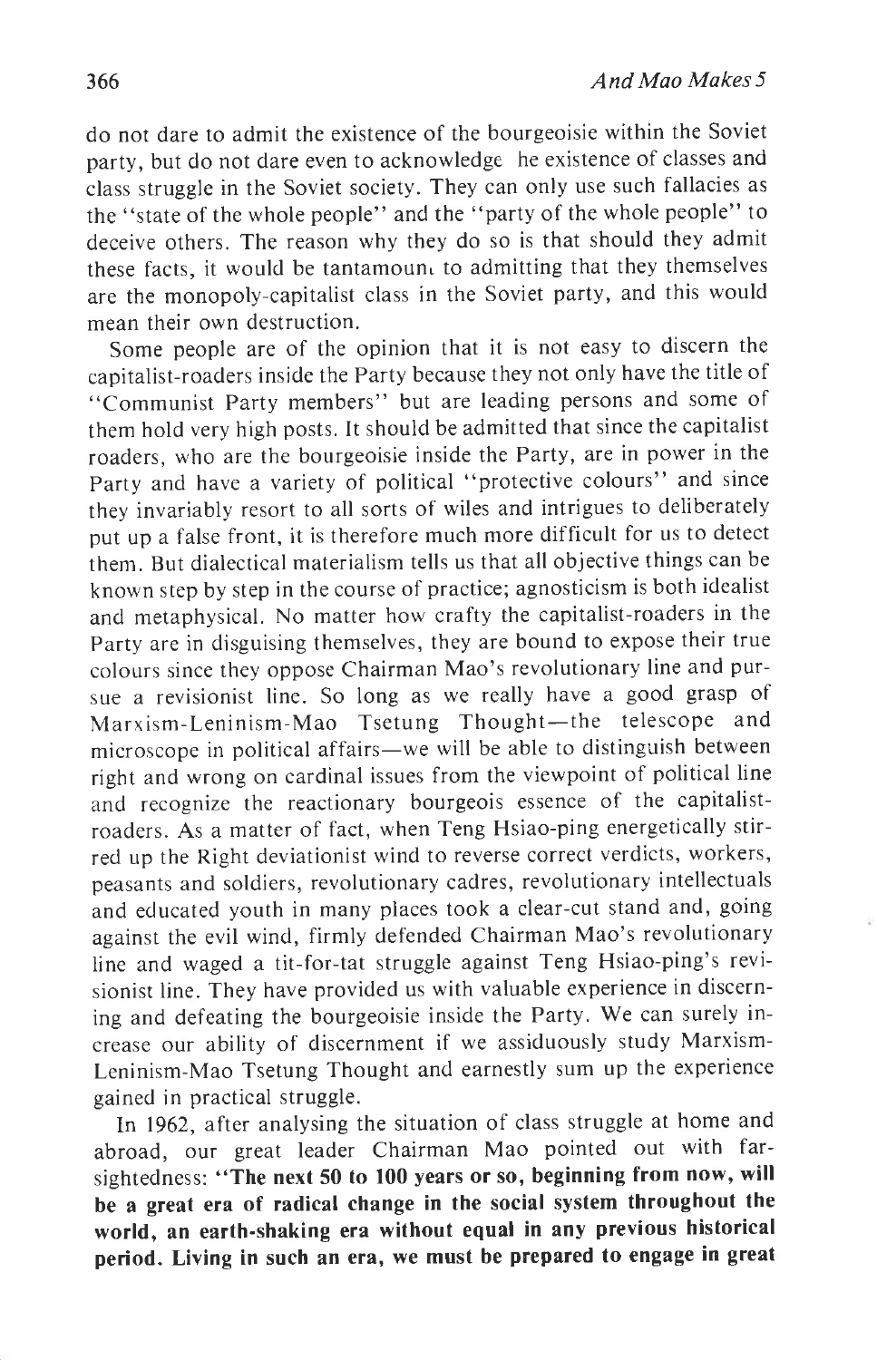do not dare to admit the existence of the bourgeoisie within the Soviet party, but do not dare even to acknowledge he existence of classes and class struggle in the Soviet society. They can only use such fallacies as the "state of the whole people" and the "party of the whole people" to deceive others. The reason why they do so is that should they admit these facts, it would be tantamount to admitting that they themselves are the monopoly-capitalist class in the Soviet party, and this would mean their own destruction.

Some people are of the opinion that it is not easy to discern the capitalist-roaders inside the Party because they not only have the title of "Communist Party members" but are leading persons and some of them hold very high posts. It should be admitted that since the capitalist roaders, who are the bourgeoisie inside the Party, are in power in the Party and have a variety of political "protective colours" and since they invariably resort to all sorts of wiles and intrigues to deliberately put up a false front, it is therefore much more difficult for us to detect them. But dialectical materialism tells us that all objective things can be known step by step in the course of practice; agnosticism is both idealist and metaphysical. No matter how crafty the capitalist-roaders in the Party are in disguising themselves, they are bound to expose their true colours since they oppose Chairman Mao's revolutionary line and pursue a revisionist line. So long as we really have a good grasp of Marxism-Leninism-Mao Tsetung Thought—the telescope and microscope in political affairs—we will be able to distinguish between right and wrong on cardinal issues from the viewpoint of political line and recognize the reactionary bourgeois essence of the capitalist-roaders. As a matter of fact, when Teng Hsiao-ping energetically stirred up the Right deviationist wind to reverse correct verdicts, workers, peasants and soldiers, revolutionary cadres, revolutionary intellectuals and educated youth in many places took a clear-cut stand and, going against the evil wind, firmly defended Chairman Mao's revolutionary line and waged a tit-for-tat struggle against Teng Hsiao-ping's revisionist line. They have provided us with valuable experience in discerning and defeating the bourgeoisie inside the Party. We can surely increase our ability of discernment if we assiduously study Marxism-Leninism-Mao Tsetung Thought and earnestly sum up the experience gained in practical struggle.

In 1962, after analysing the situation of class struggle at home and abroad, our great leader Chairman Mao pointed out with far-sightedness: **"The next 50 to 100 years or so, beginning from now, will be a great era of radical change in the social system throughout the world, an earth-shaking era without equal in any previous historical period. Living in such an era, we must be prepared to engage in great**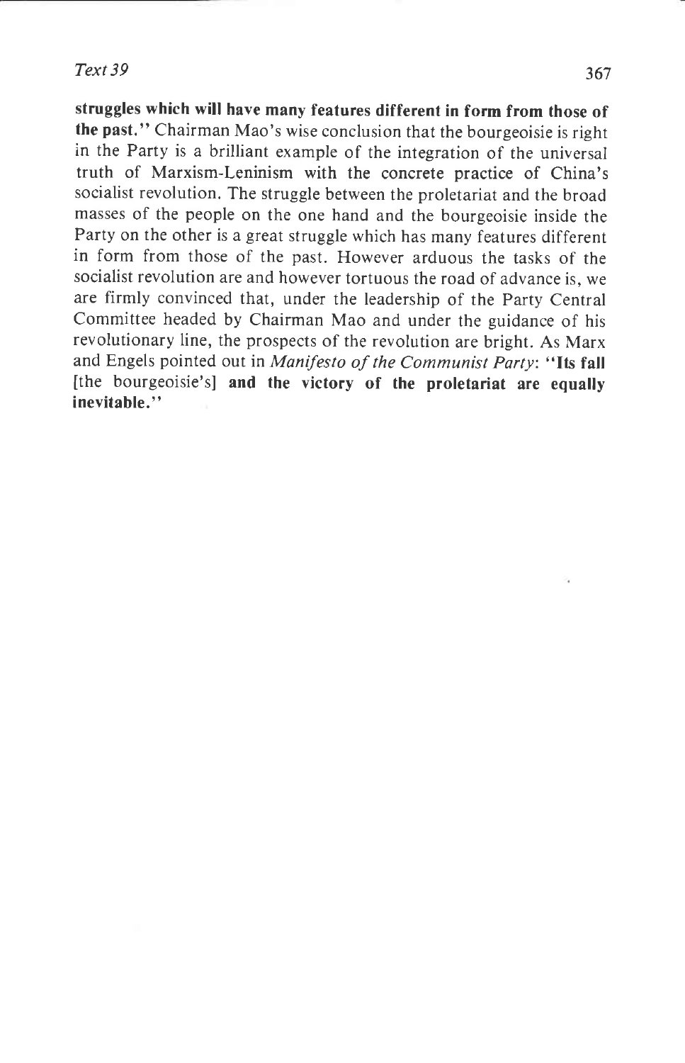**struggles which will have many features different in form from those of the past.**" Chairman Mao's wise conclusion that the bourgeoisie is right in the Party is a brilliant example of the integration of the universal truth of Marxism-Leninism with the concrete practice of China's socialist revolution. The struggle between the proletariat and the broad masses of the people on the one hand and the bourgeoisie inside the Party on the other is a great struggle which has many features different in form from those of the past. However arduous the tasks of the socialist revolution are and however tortuous the road of advance is, we are firmly convinced that, under the leadership of the Party Central Committee headed by Chairman Mao and under the guidance of his revolutionary line, the prospects of the revolution are bright. As Marx and Engels pointed out in *Manifesto of the Communist Party*: "**Its fall** [the bourgeoisie's] **and the victory of the proletariat are equally inevitable.**"